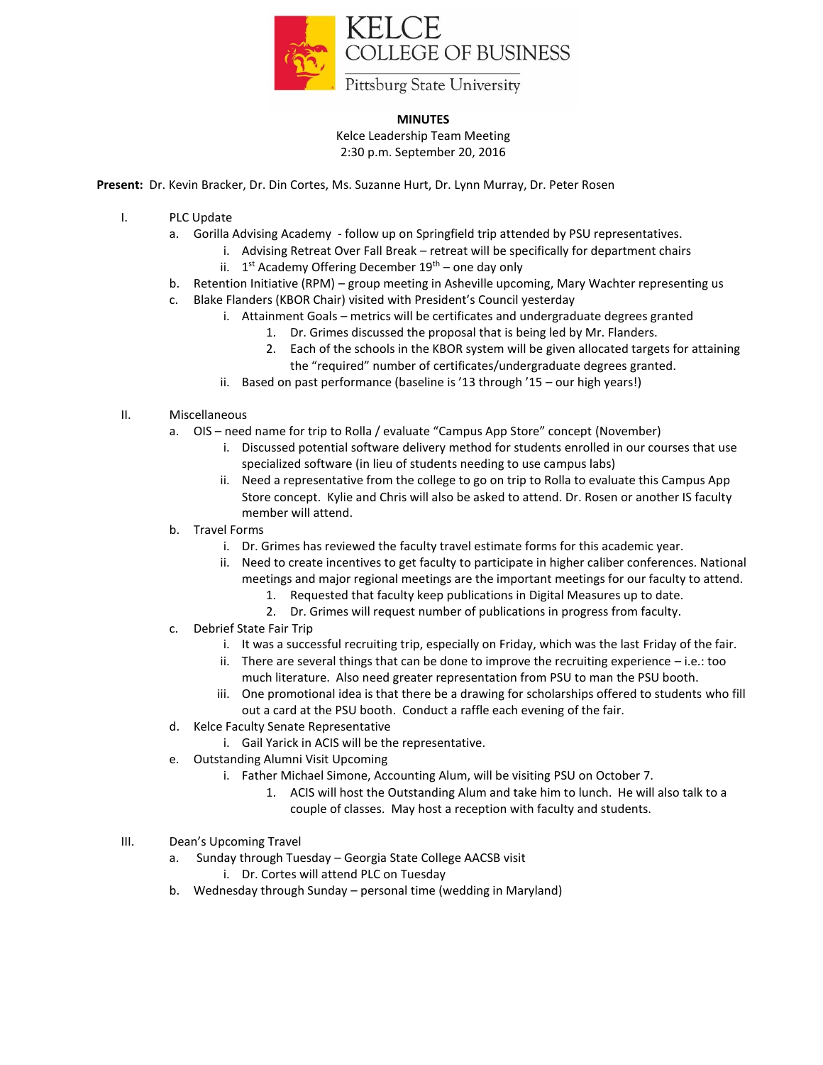# KELCE COLLEGE OF BUSINESS

Pittsburg State University

**MINUTES**

Kelce Leadership Team Meeting

2:30 p.m. September 20, 2016

**Present:** Dr. Kevin Bracker, Dr. Din Cortes, Ms. Suzanne Hurt, Dr. Lynn Murray, Dr. Peter Rosen

I. PLC Update
   a. Gorilla Advising Academy - follow up on Springfield trip attended by PSU representatives.
      i. Advising Retreat Over Fall Break – retreat will be specifically for department chairs
      ii. 1st Academy Offering December 19th – one day only
   b. Retention Initiative (RPM) – group meeting in Asheville upcoming, Mary Wachter representing us
   c. Blake Flanders (KBOR Chair) visited with President's Council yesterday
      i. Attainment Goals – metrics will be certificates and undergraduate degrees granted
         1. Dr. Grimes discussed the proposal that is being led by Mr. Flanders.
         2. Each of the schools in the KBOR system will be given allocated targets for attaining the "required" number of certificates/undergraduate degrees granted.
      ii. Based on past performance (baseline is '13 through '15 – our high years!)

II. Miscellaneous
   a. OIS – need name for trip to Rolla / evaluate "Campus App Store" concept (November)
      i. Discussed potential software delivery method for students enrolled in our courses that use specialized software (in lieu of students needing to use campus labs)
      ii. Need a representative from the college to go on trip to Rolla to evaluate this Campus App Store concept. Kylie and Chris will also be asked to attend. Dr. Rosen or another IS faculty member will attend.
   b. Travel Forms
      i. Dr. Grimes has reviewed the faculty travel estimate forms for this academic year.
      ii. Need to create incentives to get faculty to participate in higher caliber conferences. National meetings and major regional meetings are the important meetings for our faculty to attend.
         1. Requested that faculty keep publications in Digital Measures up to date.
         2. Dr. Grimes will request number of publications in progress from faculty.
   c. Debrief State Fair Trip
      i. It was a successful recruiting trip, especially on Friday, which was the last Friday of the fair.
      ii. There are several things that can be done to improve the recruiting experience – i.e.: too much literature. Also need greater representation from PSU to man the PSU booth.
      iii. One promotional idea is that there be a drawing for scholarships offered to students who fill out a card at the PSU booth. Conduct a raffle each evening of the fair.
   d. Kelce Faculty Senate Representative
      i. Gail Yarick in ACIS will be the representative.
   e. Outstanding Alumni Visit Upcoming
      i. Father Michael Simone, Accounting Alum, will be visiting PSU on October 7.
         1. ACIS will host the Outstanding Alum and take him to lunch. He will also talk to a couple of classes. May host a reception with faculty and students.

III. Dean's Upcoming Travel
   a. Sunday through Tuesday – Georgia State College AACSB visit
      i. Dr. Cortes will attend PLC on Tuesday
   b. Wednesday through Sunday – personal time (wedding in Maryland)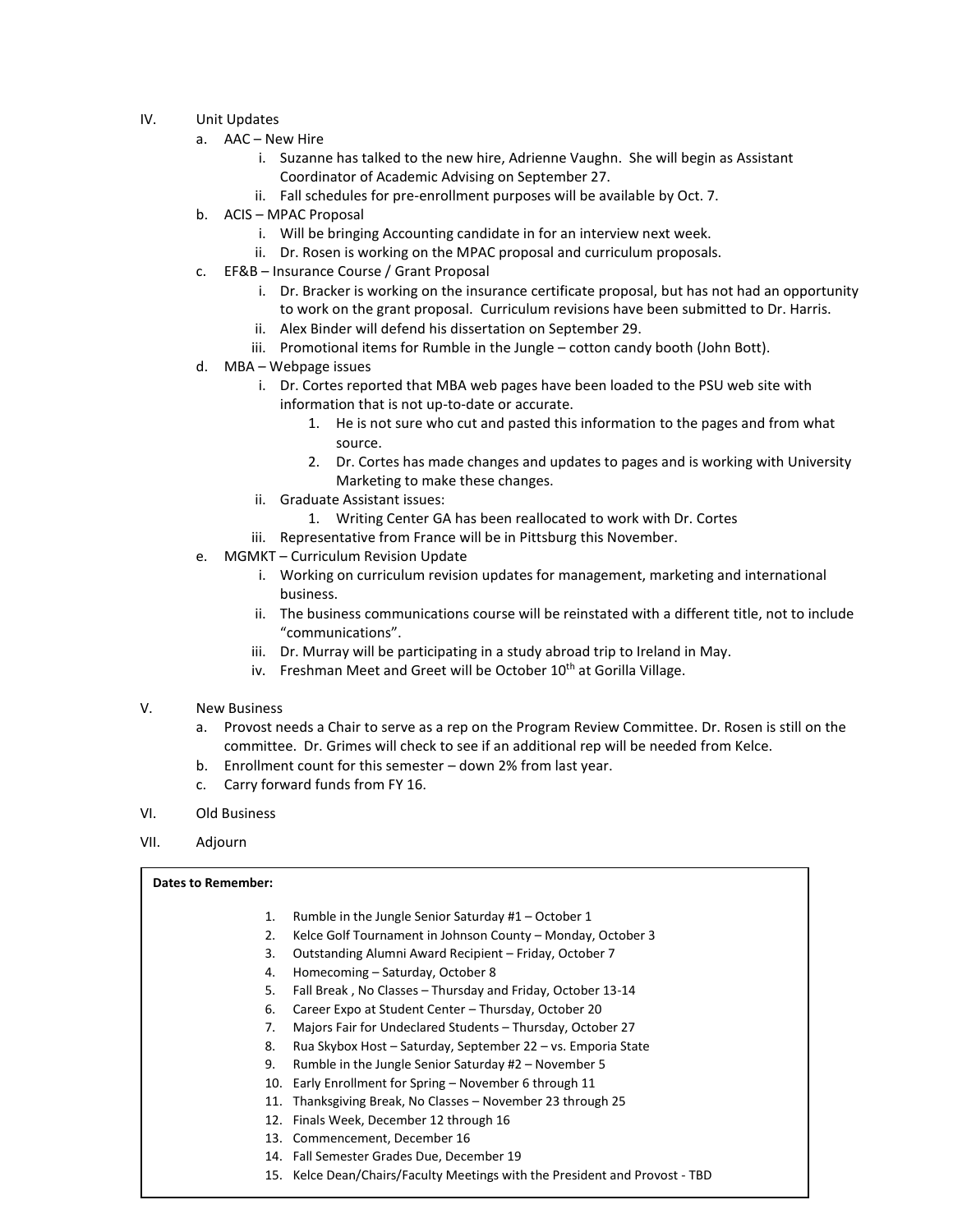IV. Unit Updates

   a. AAC – New Hire
      i. Suzanne has talked to the new hire, Adrienne Vaughn. She will begin as Assistant Coordinator of Academic Advising on September 27.
      ii. Fall schedules for pre-enrollment purposes will be available by Oct. 7.

   b. ACIS – MPAC Proposal
      i. Will be bringing Accounting candidate in for an interview next week.
      ii. Dr. Rosen is working on the MPAC proposal and curriculum proposals.

   c. EF&B – Insurance Course / Grant Proposal
      i. Dr. Bracker is working on the insurance certificate proposal, but has not had an opportunity to work on the grant proposal. Curriculum revisions have been submitted to Dr. Harris.
      ii. Alex Binder will defend his dissertation on September 29.
      iii. Promotional items for Rumble in the Jungle – cotton candy booth (John Bott).

   d. MBA – Webpage issues
      i. Dr. Cortes reported that MBA web pages have been loaded to the PSU web site with information that is not up-to-date or accurate.
         1. He is not sure who cut and pasted this information to the pages and from what source.
         2. Dr. Cortes has made changes and updates to pages and is working with University Marketing to make these changes.
      ii. Graduate Assistant issues:
         1. Writing Center GA has been reallocated to work with Dr. Cortes
      iii. Representative from France will be in Pittsburg this November.

   e. MGMKT – Curriculum Revision Update
      i. Working on curriculum revision updates for management, marketing and international business.
      ii. The business communications course will be reinstated with a different title, not to include "communications".
      iii. Dr. Murray will be participating in a study abroad trip to Ireland in May.
      iv. Freshman Meet and Greet will be October 10th at Gorilla Village.

V. New Business

   a. Provost needs a Chair to serve as a rep on the Program Review Committee. Dr. Rosen is still on the committee. Dr. Grimes will check to see if an additional rep will be needed from Kelce.
   b. Enrollment count for this semester – down 2% from last year.
   c. Carry forward funds from FY 16.

VI. Old Business

VII. Adjourn

**Dates to Remember:**

1. Rumble in the Jungle Senior Saturday #1 – October 1
2. Kelce Golf Tournament in Johnson County – Monday, October 3
3. Outstanding Alumni Award Recipient – Friday, October 7
4. Homecoming – Saturday, October 8
5. Fall Break , No Classes – Thursday and Friday, October 13-14
6. Career Expo at Student Center – Thursday, October 20
7. Majors Fair for Undeclared Students – Thursday, October 27
8. Rua Skybox Host – Saturday, September 22 – vs. Emporia State
9. Rumble in the Jungle Senior Saturday #2 – November 5
10. Early Enrollment for Spring – November 6 through 11
11. Thanksgiving Break, No Classes – November 23 through 25
12. Finals Week, December 12 through 16
13. Commencement, December 16
14. Fall Semester Grades Due, December 19
15. Kelce Dean/Chairs/Faculty Meetings with the President and Provost - TBD